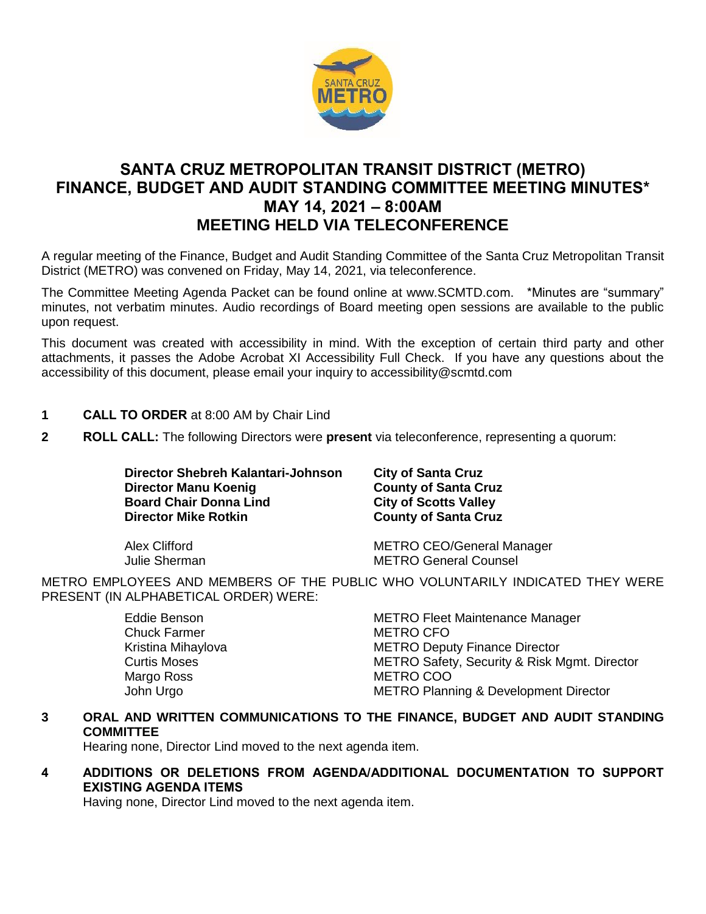# SANTA CRUZ METROPOLITAN TRANSIT DISTRICT (METRO) FINANCE, BUDGET AND AUDIT STANDING COMMITTEE MEETING MINUTES* MAY 14, 2021 – 8:00AM MEETING HELD VIA TELECONFERENCE

A regular meeting of the Finance, Budget and Audit Standing Committee of the Santa Cruz Metropolitan Transit District (METRO) was convened on Friday, May 14, 2021, via teleconference.

The Committee Meeting Agenda Packet can be found online at www.SCMTD.com. *Minutes are "summary" minutes, not verbatim minutes. Audio recordings of Board meeting open sessions are available to the public upon request.

This document was created with accessibility in mind. With the exception of certain third party and other attachments, it passes the Adobe Acrobat XI Accessibility Full Check. If you have any questions about the accessibility of this document, please email your inquiry to accessibility@scmtd.com

**1 CALL TO ORDER** at 8:00 AM by Chair Lind

**2 ROLL CALL:** The following Directors were **present** via teleconference, representing a quorum:

| | |
|---|---|
| **Director Shebreh Kalantari-Johnson** | **City of Santa Cruz** |
| **Director Manu Koenig** | **County of Santa Cruz** |
| **Board Chair Donna Lind** | **City of Scotts Valley** |
| **Director Mike Rotkin** | **County of Santa Cruz** |
| Alex Clifford | METRO CEO/General Manager |
| Julie Sherman | METRO General Counsel |

METRO EMPLOYEES AND MEMBERS OF THE PUBLIC WHO VOLUNTARILY INDICATED THEY WERE PRESENT (IN ALPHABETICAL ORDER) WERE:

| | |
|---|---|
| Eddie Benson | METRO Fleet Maintenance Manager |
| Chuck Farmer | METRO CFO |
| Kristina Mihaylova | METRO Deputy Finance Director |
| Curtis Moses | METRO Safety, Security & Risk Mgmt. Director |
| Margo Ross | METRO COO |
| John Urgo | METRO Planning & Development Director |

**3 ORAL AND WRITTEN COMMUNICATIONS TO THE FINANCE, BUDGET AND AUDIT STANDING COMMITTEE**

Hearing none, Director Lind moved to the next agenda item.

**4 ADDITIONS OR DELETIONS FROM AGENDA/ADDITIONAL DOCUMENTATION TO SUPPORT EXISTING AGENDA ITEMS**

Having none, Director Lind moved to the next agenda item.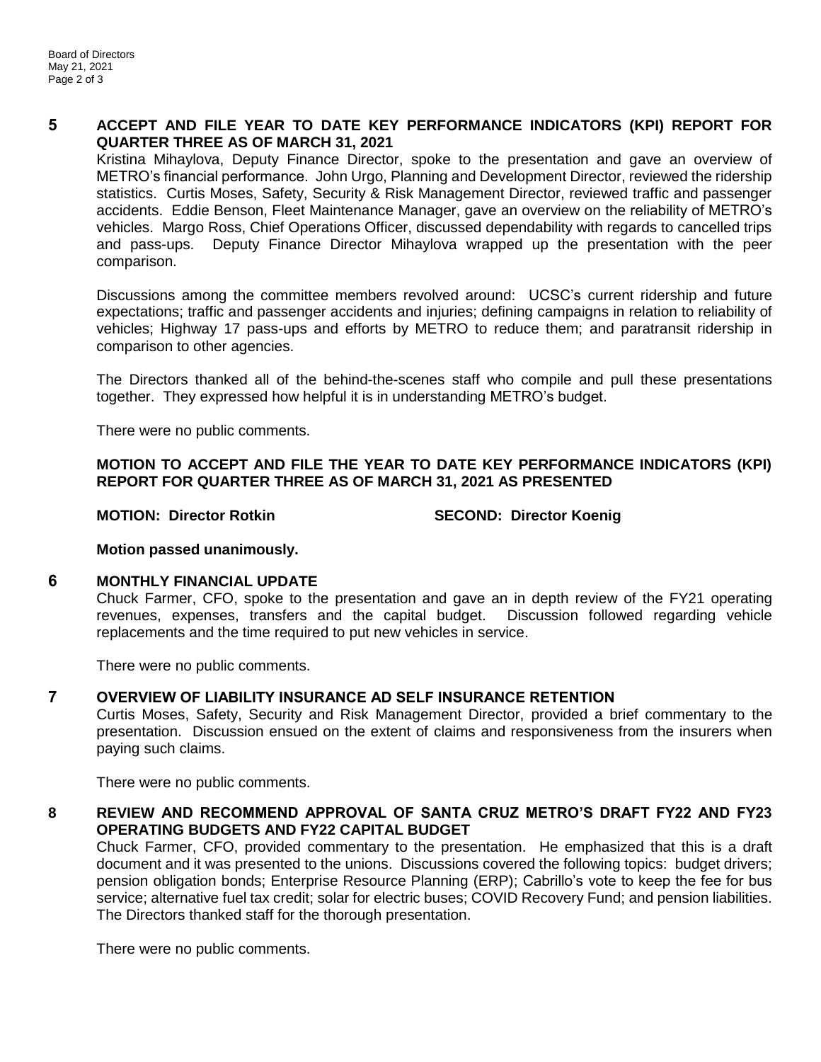## 5 ACCEPT AND FILE YEAR TO DATE KEY PERFORMANCE INDICATORS (KPI) REPORT FOR QUARTER THREE AS OF MARCH 31, 2021

Kristina Mihaylova, Deputy Finance Director, spoke to the presentation and gave an overview of METRO's financial performance. John Urgo, Planning and Development Director, reviewed the ridership statistics. Curtis Moses, Safety, Security & Risk Management Director, reviewed traffic and passenger accidents. Eddie Benson, Fleet Maintenance Manager, gave an overview on the reliability of METRO's vehicles. Margo Ross, Chief Operations Officer, discussed dependability with regards to cancelled trips and pass-ups. Deputy Finance Director Mihaylova wrapped up the presentation with the peer comparison.

Discussions among the committee members revolved around: UCSC's current ridership and future expectations; traffic and passenger accidents and injuries; defining campaigns in relation to reliability of vehicles; Highway 17 pass-ups and efforts by METRO to reduce them; and paratransit ridership in comparison to other agencies.

The Directors thanked all of the behind-the-scenes staff who compile and pull these presentations together. They expressed how helpful it is in understanding METRO's budget.

There were no public comments.

**MOTION TO ACCEPT AND FILE THE YEAR TO DATE KEY PERFORMANCE INDICATORS (KPI) REPORT FOR QUARTER THREE AS OF MARCH 31, 2021 AS PRESENTED**

**MOTION: Director Rotkin** **SECOND: Director Koenig**

**Motion passed unanimously.**

## 6 MONTHLY FINANCIAL UPDATE

Chuck Farmer, CFO, spoke to the presentation and gave an in depth review of the FY21 operating revenues, expenses, transfers and the capital budget. Discussion followed regarding vehicle replacements and the time required to put new vehicles in service.

There were no public comments.

## 7 OVERVIEW OF LIABILITY INSURANCE AD SELF INSURANCE RETENTION

Curtis Moses, Safety, Security and Risk Management Director, provided a brief commentary to the presentation. Discussion ensued on the extent of claims and responsiveness from the insurers when paying such claims.

There were no public comments.

## 8 REVIEW AND RECOMMEND APPROVAL OF SANTA CRUZ METRO'S DRAFT FY22 AND FY23 OPERATING BUDGETS AND FY22 CAPITAL BUDGET

Chuck Farmer, CFO, provided commentary to the presentation. He emphasized that this is a draft document and it was presented to the unions. Discussions covered the following topics: budget drivers; pension obligation bonds; Enterprise Resource Planning (ERP); Cabrillo's vote to keep the fee for bus service; alternative fuel tax credit; solar for electric buses; COVID Recovery Fund; and pension liabilities. The Directors thanked staff for the thorough presentation.

There were no public comments.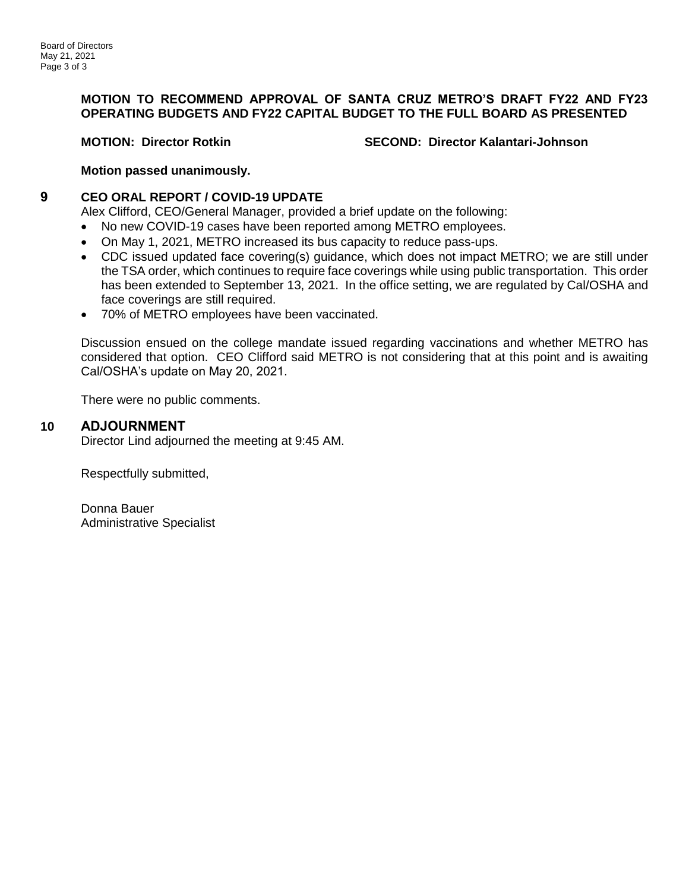**MOTION TO RECOMMEND APPROVAL OF SANTA CRUZ METRO'S DRAFT FY22 AND FY23 OPERATING BUDGETS AND FY22 CAPITAL BUDGET TO THE FULL BOARD AS PRESENTED**

**MOTION: Director Rotkin** **SECOND: Director Kalantari-Johnson**

**Motion passed unanimously.**

## 9 CEO ORAL REPORT / COVID-19 UPDATE

Alex Clifford, CEO/General Manager, provided a brief update on the following:

- No new COVID-19 cases have been reported among METRO employees.
- On May 1, 2021, METRO increased its bus capacity to reduce pass-ups.
- CDC issued updated face covering(s) guidance, which does not impact METRO; we are still under the TSA order, which continues to require face coverings while using public transportation. This order has been extended to September 13, 2021. In the office setting, we are regulated by Cal/OSHA and face coverings are still required.
- 70% of METRO employees have been vaccinated.

Discussion ensued on the college mandate issued regarding vaccinations and whether METRO has considered that option. CEO Clifford said METRO is not considering that at this point and is awaiting Cal/OSHA's update on May 20, 2021.

There were no public comments.

## 10 ADJOURNMENT

Director Lind adjourned the meeting at 9:45 AM.

Respectfully submitted,

Donna Bauer
Administrative Specialist